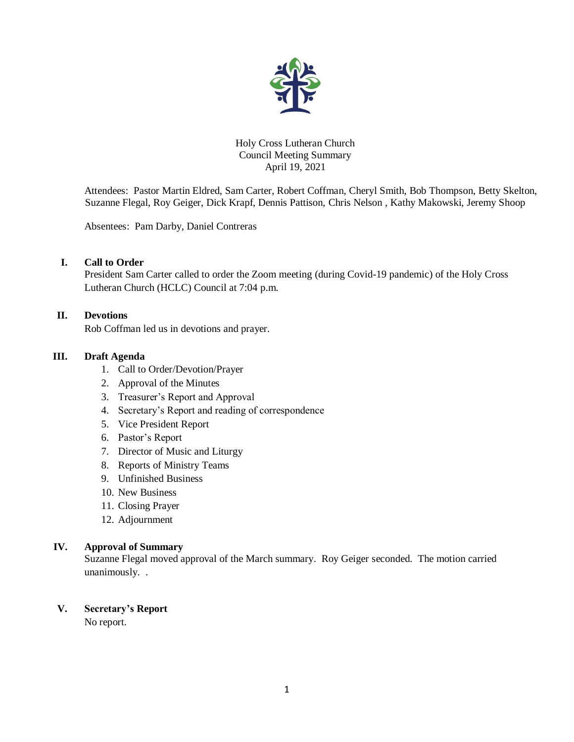Holy Cross Lutheran Church
Council Meeting Summary
April 19, 2021

Attendees: Pastor Martin Eldred, Sam Carter, Robert Coffman, Cheryl Smith, Bob Thompson, Betty Skelton, Suzanne Flegal, Roy Geiger, Dick Krapf, Dennis Pattison, Chris Nelson , Kathy Makowski, Jeremy Shoop

Absentees: Pam Darby, Daniel Contreras

## I. Call to Order

President Sam Carter called to order the Zoom meeting (during Covid-19 pandemic) of the Holy Cross Lutheran Church (HCLC) Council at 7:04 p.m.

## II. Devotions

Rob Coffman led us in devotions and prayer.

## III. Draft Agenda

1. Call to Order/Devotion/Prayer
2. Approval of the Minutes
3. Treasurer's Report and Approval
4. Secretary's Report and reading of correspondence
5. Vice President Report
6. Pastor's Report
7. Director of Music and Liturgy
8. Reports of Ministry Teams
9. Unfinished Business
10. New Business
11. Closing Prayer
12. Adjournment

## IV. Approval of Summary

Suzanne Flegal moved approval of the March summary. Roy Geiger seconded. The motion carried unanimously. .

## V. Secretary's Report

No report.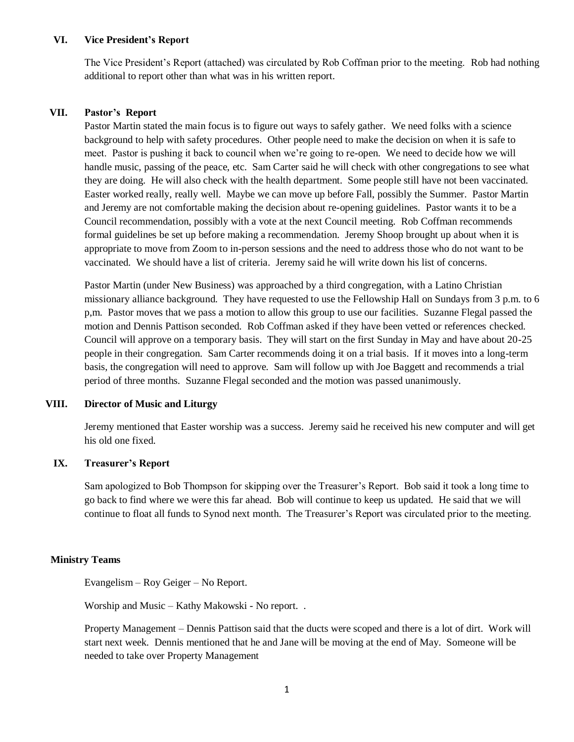## VI. Vice President's Report

The Vice President's Report (attached) was circulated by Rob Coffman prior to the meeting. Rob had nothing additional to report other than what was in his written report.

## VII. Pastor's Report

Pastor Martin stated the main focus is to figure out ways to safely gather. We need folks with a science background to help with safety procedures. Other people need to make the decision on when it is safe to meet. Pastor is pushing it back to council when we're going to re-open. We need to decide how we will handle music, passing of the peace, etc. Sam Carter said he will check with other congregations to see what they are doing. He will also check with the health department. Some people still have not been vaccinated. Easter worked really, really well. Maybe we can move up before Fall, possibly the Summer. Pastor Martin and Jeremy are not comfortable making the decision about re-opening guidelines. Pastor wants it to be a Council recommendation, possibly with a vote at the next Council meeting. Rob Coffman recommends formal guidelines be set up before making a recommendation. Jeremy Shoop brought up about when it is appropriate to move from Zoom to in-person sessions and the need to address those who do not want to be vaccinated. We should have a list of criteria. Jeremy said he will write down his list of concerns.

Pastor Martin (under New Business) was approached by a third congregation, with a Latino Christian missionary alliance background. They have requested to use the Fellowship Hall on Sundays from 3 p.m. to 6 p,m. Pastor moves that we pass a motion to allow this group to use our facilities. Suzanne Flegal passed the motion and Dennis Pattison seconded. Rob Coffman asked if they have been vetted or references checked. Council will approve on a temporary basis. They will start on the first Sunday in May and have about 20-25 people in their congregation. Sam Carter recommends doing it on a trial basis. If it moves into a long-term basis, the congregation will need to approve. Sam will follow up with Joe Baggett and recommends a trial period of three months. Suzanne Flegal seconded and the motion was passed unanimously.

## VIII. Director of Music and Liturgy

Jeremy mentioned that Easter worship was a success. Jeremy said he received his new computer and will get his old one fixed.

## IX. Treasurer's Report

Sam apologized to Bob Thompson for skipping over the Treasurer's Report. Bob said it took a long time to go back to find where we were this far ahead. Bob will continue to keep us updated. He said that we will continue to float all funds to Synod next month. The Treasurer's Report was circulated prior to the meeting.

## Ministry Teams

Evangelism – Roy Geiger – No Report.

Worship and Music – Kathy Makowski - No report. .

Property Management – Dennis Pattison said that the ducts were scoped and there is a lot of dirt. Work will start next week. Dennis mentioned that he and Jane will be moving at the end of May. Someone will be needed to take over Property Management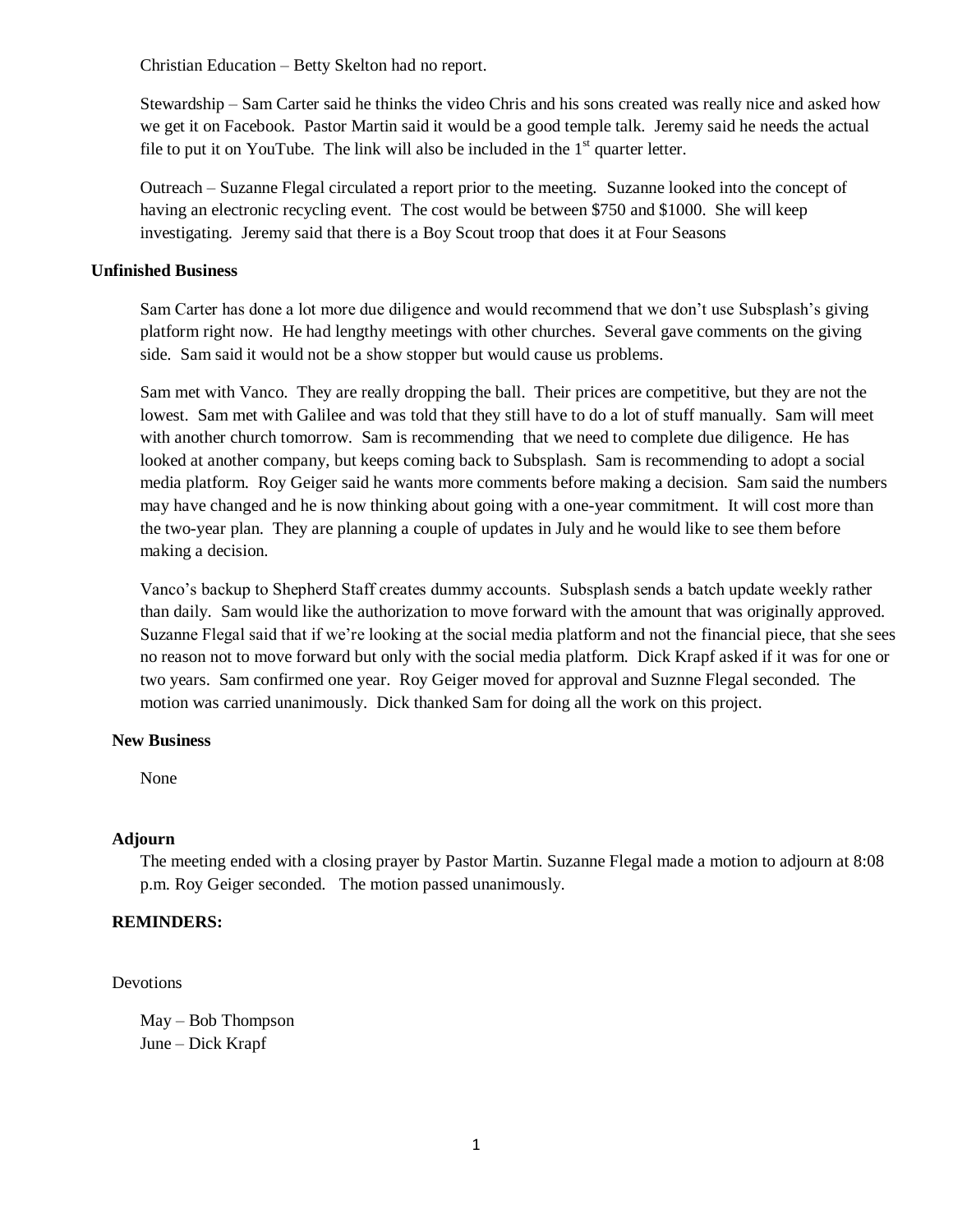Christian Education – Betty Skelton had no report.

Stewardship – Sam Carter said he thinks the video Chris and his sons created was really nice and asked how we get it on Facebook. Pastor Martin said it would be a good temple talk. Jeremy said he needs the actual file to put it on YouTube. The link will also be included in the 1st quarter letter.

Outreach – Suzanne Flegal circulated a report prior to the meeting. Suzanne looked into the concept of having an electronic recycling event. The cost would be between $750 and $1000. She will keep investigating. Jeremy said that there is a Boy Scout troop that does it at Four Seasons

**Unfinished Business**

Sam Carter has done a lot more due diligence and would recommend that we don't use Subsplash's giving platform right now. He had lengthy meetings with other churches. Several gave comments on the giving side. Sam said it would not be a show stopper but would cause us problems.

Sam met with Vanco. They are really dropping the ball. Their prices are competitive, but they are not the lowest. Sam met with Galilee and was told that they still have to do a lot of stuff manually. Sam will meet with another church tomorrow. Sam is recommending that we need to complete due diligence. He has looked at another company, but keeps coming back to Subsplash. Sam is recommending to adopt a social media platform. Roy Geiger said he wants more comments before making a decision. Sam said the numbers may have changed and he is now thinking about going with a one-year commitment. It will cost more than the two-year plan. They are planning a couple of updates in July and he would like to see them before making a decision.

Vanco's backup to Shepherd Staff creates dummy accounts. Subsplash sends a batch update weekly rather than daily. Sam would like the authorization to move forward with the amount that was originally approved. Suzanne Flegal said that if we're looking at the social media platform and not the financial piece, that she sees no reason not to move forward but only with the social media platform. Dick Krapf asked if it was for one or two years. Sam confirmed one year. Roy Geiger moved for approval and Suznne Flegal seconded. The motion was carried unanimously. Dick thanked Sam for doing all the work on this project.

**New Business**

None

**Adjourn**

The meeting ended with a closing prayer by Pastor Martin. Suzanne Flegal made a motion to adjourn at 8:08 p.m. Roy Geiger seconded. The motion passed unanimously.

**REMINDERS:**

Devotions

May – Bob Thompson
June – Dick Krapf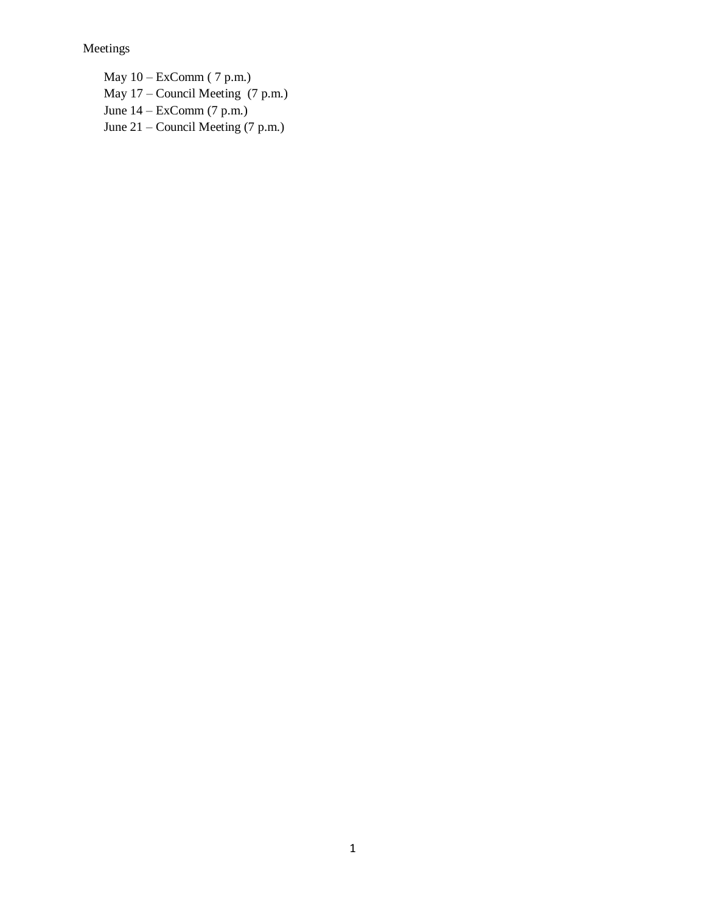Meetings

May 10 – ExComm ( 7 p.m.)
May 17 – Council Meeting  (7 p.m.)
June 14 – ExComm (7 p.m.)
June 21 – Council Meeting (7 p.m.)